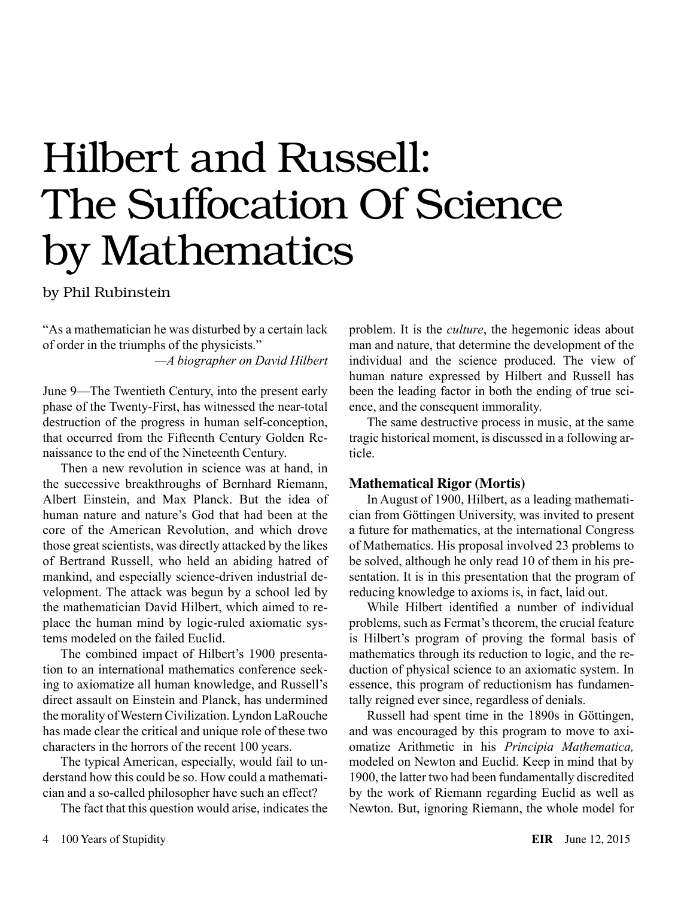# Hilbert and Russell: The Suffocation Of Science by Mathematics

by Phil Rubinstein

"As a mathematician he was disturbed by a certain lack of order in the triumphs of the physicists."

—*A biographer on David Hilbert*

June 9—The Twentieth Century, into the present early phase of the Twenty-First, has witnessed the near-total destruction of the progress in human self-conception, that occurred from the Fifteenth Century Golden Renaissance to the end of the Nineteenth Century.

Then a new revolution in science was at hand, in the successive breakthroughs of Bernhard Riemann, Albert Einstein, and Max Planck. But the idea of human nature and nature's God that had been at the core of the American Revolution, and which drove those great scientists, was directly attacked by the likes of Bertrand Russell, who held an abiding hatred of mankind, and especially science-driven industrial development. The attack was begun by a school led by the mathematician David Hilbert, which aimed to replace the human mind by logic-ruled axiomatic systems modeled on the failed Euclid.

The combined impact of Hilbert's 1900 presentation to an international mathematics conference seeking to axiomatize all human knowledge, and Russell's direct assault on Einstein and Planck, has undermined the morality of Western Civilization. Lyndon LaRouche has made clear the critical and unique role of these two characters in the horrors of the recent 100 years.

The typical American, especially, would fail to understand how this could be so. How could a mathematician and a so-called philosopher have such an effect?

The fact that this question would arise, indicates the problem. It is the *culture*, the hegemonic ideas about man and nature, that determine the development of the individual and the science produced. The view of human nature expressed by Hilbert and Russell has been the leading factor in both the ending of true science, and the consequent immorality.

The same destructive process in music, at the same tragic historical moment, is discussed in a following article.

### Mathematical Rigor (Mortis)

In August of 1900, Hilbert, as a leading mathematician from Göttingen University, was invited to present a future for mathematics, at the international Congress of Mathematics. His proposal involved 23 problems to be solved, although he only read 10 of them in his presentation. It is in this presentation that the program of reducing knowledge to axioms is, in fact, laid out.

While Hilbert identified a number of individual problems, such as Fermat's theorem, the crucial feature is Hilbert's program of proving the formal basis of mathematics through its reduction to logic, and the reduction of physical science to an axiomatic system. In essence, this program of reductionism has fundamentally reigned ever since, regardless of denials.

Russell had spent time in the 1890s in Göttingen, and was encouraged by this program to move to axiomatize Arithmetic in his *Principia Mathematica,* modeled on Newton and Euclid. Keep in mind that by 1900, the latter two had been fundamentally discredited by the work of Riemann regarding Euclid as well as Newton. But, ignoring Riemann, the whole model for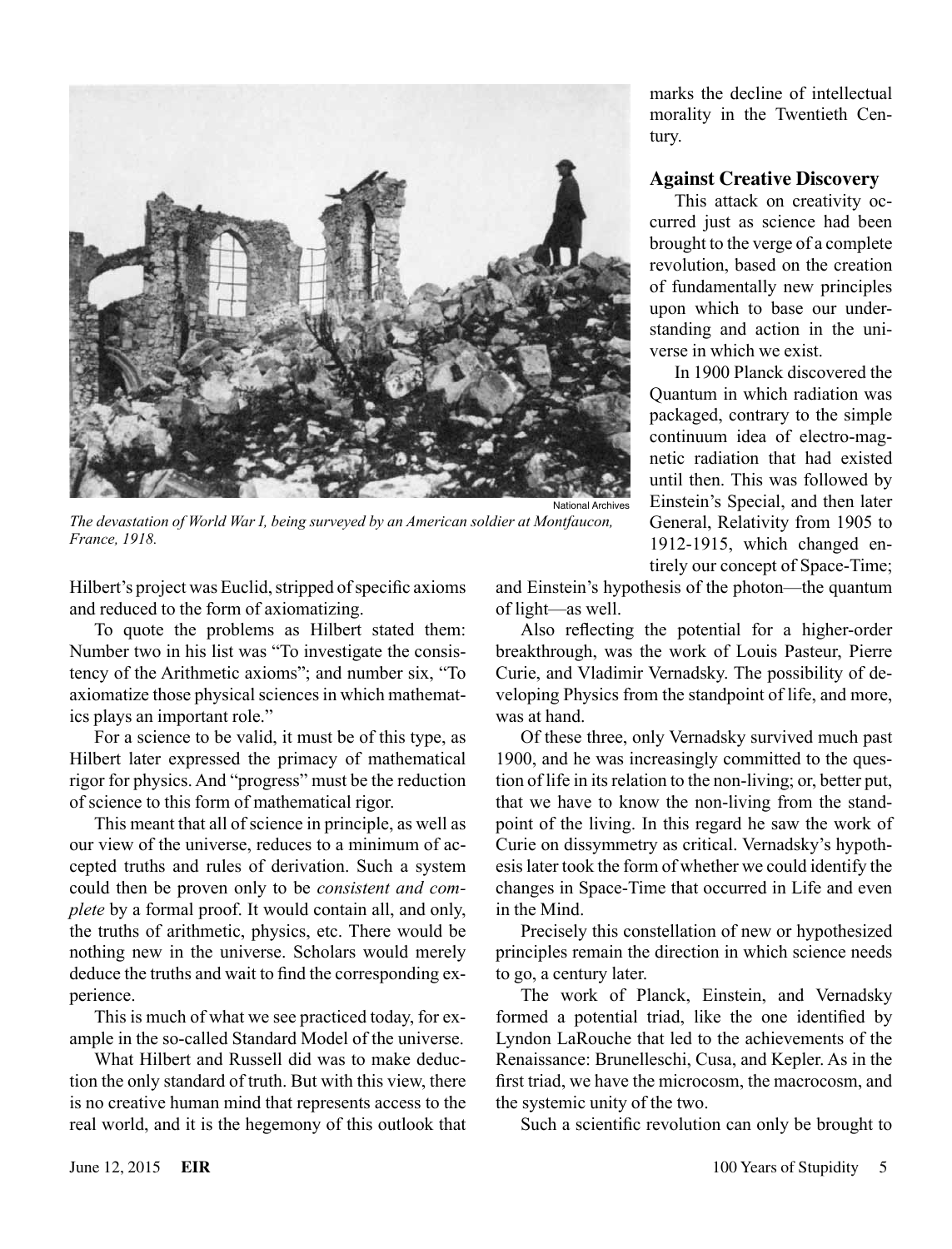The devastation of World War I, being surveyed by an American soldier at Montfaucon, France, 1918.

Hilbert's project was Euclid, stripped of specific axioms and reduced to the form of axiomatizing.

To quote the problems as Hilbert stated them: Number two in his list was "To investigate the consistency of the Arithmetic axioms"; and number six, "To axiomatize those physical sciences in which mathematics plays an important role."

For a science to be valid, it must be of this type, as Hilbert later expressed the primacy of mathematical rigor for physics. And "progress" must be the reduction of science to this form of mathematical rigor.

This meant that all of science in principle, as well as our view of the universe, reduces to a minimum of accepted truths and rules of derivation. Such a system could then be proven only to be *consistent and complete* by a formal proof. It would contain all, and only, the truths of arithmetic, physics, etc. There would be nothing new in the universe. Scholars would merely deduce the truths and wait to find the corresponding experience.

This is much of what we see practiced today, for example in the so-called Standard Model of the universe.

What Hilbert and Russell did was to make deduction the only standard of truth. But with this view, there is no creative human mind that represents access to the real world, and it is the hegemony of this outlook that marks the decline of intellectual morality in the Twentieth Century.

## Against Creative Discovery

This attack on creativity occurred just as science had been brought to the verge of a complete revolution, based on the creation of fundamentally new principles upon which to base our understanding and action in the universe in which we exist.

In 1900 Planck discovered the Quantum in which radiation was packaged, contrary to the simple continuum idea of electro-magnetic radiation that had existed until then. This was followed by Einstein's Special, and then later General, Relativity from 1905 to 1912-1915, which changed entirely our concept of Space-Time; and Einstein's hypothesis of the photon—the quantum of light—as well.

Also reflecting the potential for a higher-order breakthrough, was the work of Louis Pasteur, Pierre Curie, and Vladimir Vernadsky. The possibility of developing Physics from the standpoint of life, and more, was at hand.

Of these three, only Vernadsky survived much past 1900, and he was increasingly committed to the question of life in its relation to the non-living; or, better put, that we have to know the non-living from the standpoint of the living. In this regard he saw the work of Curie on dissymmetry as critical. Vernadsky's hypothesis later took the form of whether we could identify the changes in Space-Time that occurred in Life and even in the Mind.

Precisely this constellation of new or hypothesized principles remain the direction in which science needs to go, a century later.

The work of Planck, Einstein, and Vernadsky formed a potential triad, like the one identified by Lyndon LaRouche that led to the achievements of the Renaissance: Brunelleschi, Cusa, and Kepler. As in the first triad, we have the microcosm, the macrocosm, and the systemic unity of the two.

Such a scientific revolution can only be brought to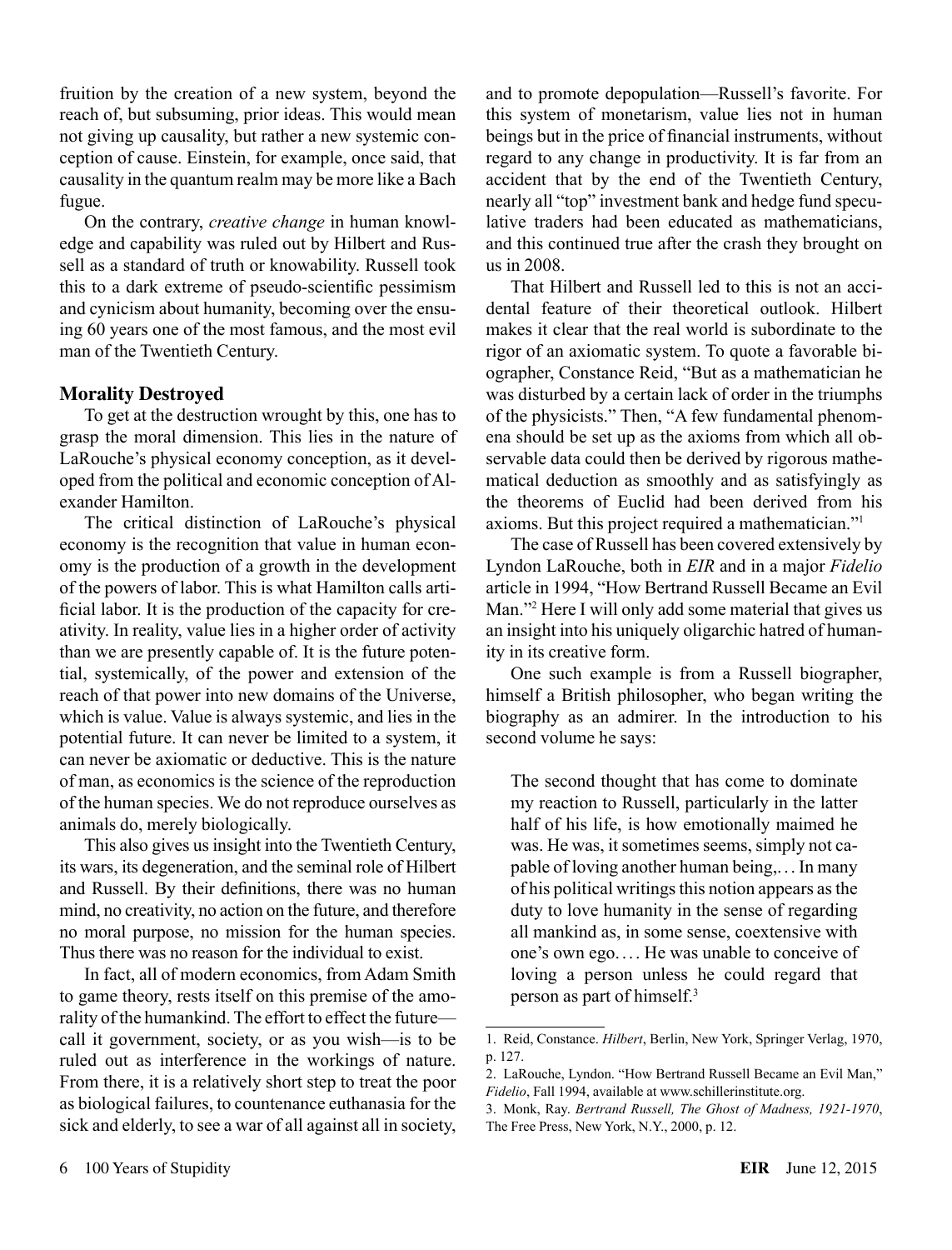fruition by the creation of a new system, beyond the reach of, but subsuming, prior ideas. This would mean not giving up causality, but rather a new systemic conception of cause. Einstein, for example, once said, that causality in the quantum realm may be more like a Bach fugue.

On the contrary, *creative change* in human knowledge and capability was ruled out by Hilbert and Russell as a standard of truth or knowability. Russell took this to a dark extreme of pseudo-scientific pessimism and cynicism about humanity, becoming over the ensuing 60 years one of the most famous, and the most evil man of the Twentieth Century.

### Morality Destroyed

To get at the destruction wrought by this, one has to grasp the moral dimension. This lies in the nature of LaRouche's physical economy conception, as it developed from the political and economic conception of Alexander Hamilton.

The critical distinction of LaRouche's physical economy is the recognition that value in human economy is the production of a growth in the development of the powers of labor. This is what Hamilton calls artificial labor. It is the production of the capacity for creativity. In reality, value lies in a higher order of activity than we are presently capable of. It is the future potential, systemically, of the power and extension of the reach of that power into new domains of the Universe, which is value. Value is always systemic, and lies in the potential future. It can never be limited to a system, it can never be axiomatic or deductive. This is the nature of man, as economics is the science of the reproduction of the human species. We do not reproduce ourselves as animals do, merely biologically.

This also gives us insight into the Twentieth Century, its wars, its degeneration, and the seminal role of Hilbert and Russell. By their definitions, there was no human mind, no creativity, no action on the future, and therefore no moral purpose, no mission for the human species. Thus there was no reason for the individual to exist.

In fact, all of modern economics, from Adam Smith to game theory, rests itself on this premise of the amorality of the humankind. The effort to effect the future—call it government, society, or as you wish—is to be ruled out as interference in the workings of nature. From there, it is a relatively short step to treat the poor as biological failures, to countenance euthanasia for the sick and elderly, to see a war of all against all in society, and to promote depopulation—Russell's favorite. For this system of monetarism, value lies not in human beings but in the price of financial instruments, without regard to any change in productivity. It is far from an accident that by the end of the Twentieth Century, nearly all "top" investment bank and hedge fund speculative traders had been educated as mathematicians, and this continued true after the crash they brought on us in 2008.

That Hilbert and Russell led to this is not an accidental feature of their theoretical outlook. Hilbert makes it clear that the real world is subordinate to the rigor of an axiomatic system. To quote a favorable biographer, Constance Reid, "But as a mathematician he was disturbed by a certain lack of order in the triumphs of the physicists." Then, "A few fundamental phenomena should be set up as the axioms from which all observable data could then be derived by rigorous mathematical deduction as smoothly and as satisfyingly as the theorems of Euclid had been derived from his axioms. But this project required a mathematician."[1]

The case of Russell has been covered extensively by Lyndon LaRouche, both in *EIR* and in a major *Fidelio* article in 1994, "How Bertrand Russell Became an Evil Man."[2] Here I will only add some material that gives us an insight into his uniquely oligarchic hatred of humanity in its creative form.

One such example is from a Russell biographer, himself a British philosopher, who began writing the biography as an admirer. In the introduction to his second volume he says:

> The second thought that has come to dominate my reaction to Russell, particularly in the latter half of his life, is how emotionally maimed he was. He was, it sometimes seems, simply not capable of loving another human being,. . . In many of his political writings this notion appears as the duty to love humanity in the sense of regarding all mankind as, in some sense, coextensive with one's own ego. . . . He was unable to conceive of loving a person unless he could regard that person as part of himself.[3]

---

1. Reid, Constance. *Hilbert*, Berlin, New York, Springer Verlag, 1970, p. 127.
2. LaRouche, Lyndon. "How Bertrand Russell Became an Evil Man," *Fidelio*, Fall 1994, available at www.schillerinstitute.org.
3. Monk, Ray. *Bertrand Russell, The Ghost of Madness, 1921-1970*, The Free Press, New York, N.Y., 2000, p. 12.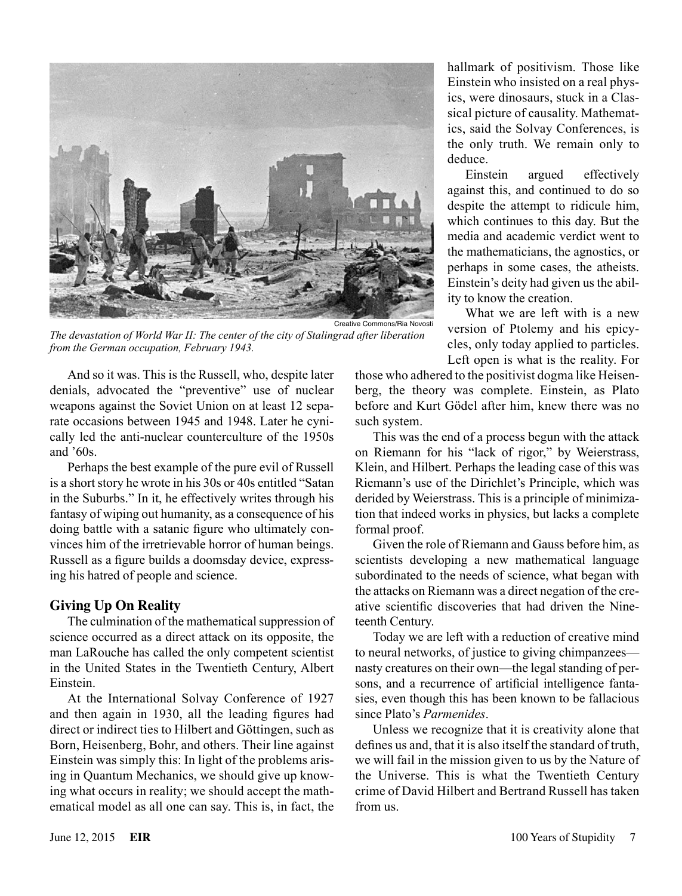Creative Commons/Ria Novosti

*The devastation of World War II: The center of the city of Stalingrad after liberation from the German occupation, February 1943.*

And so it was. This is the Russell, who, despite later denials, advocated the "preventive" use of nuclear weapons against the Soviet Union on at least 12 separate occasions between 1945 and 1948. Later he cynically led the anti-nuclear counterculture of the 1950s and '60s.

Perhaps the best example of the pure evil of Russell is a short story he wrote in his 30s or 40s entitled "Satan in the Suburbs." In it, he effectively writes through his fantasy of wiping out humanity, as a consequence of his doing battle with a satanic figure who ultimately convinces him of the irretrievable horror of human beings. Russell as a figure builds a doomsday device, expressing his hatred of people and science.

### Giving Up On Reality

The culmination of the mathematical suppression of science occurred as a direct attack on its opposite, the man LaRouche has called the only competent scientist in the United States in the Twentieth Century, Albert Einstein.

At the International Solvay Conference of 1927 and then again in 1930, all the leading figures had direct or indirect ties to Hilbert and Göttingen, such as Born, Heisenberg, Bohr, and others. Their line against Einstein was simply this: In light of the problems arising in Quantum Mechanics, we should give up knowing what occurs in reality; we should accept the mathematical model as all one can say. This is, in fact, the hallmark of positivism. Those like Einstein who insisted on a real physics, were dinosaurs, stuck in a Classical picture of causality. Mathematics, said the Solvay Conferences, is the only truth. We remain only to deduce.

Einstein argued effectively against this, and continued to do so despite the attempt to ridicule him, which continues to this day. But the media and academic verdict went to the mathematicians, the agnostics, or perhaps in some cases, the atheists. Einstein's deity had given us the ability to know the creation.

What we are left with is a new version of Ptolemy and his epicycles, only today applied to particles. Left open is what is the reality. For those who adhered to the positivist dogma like Heisenberg, the theory was complete. Einstein, as Plato before and Kurt Gödel after him, knew there was no such system.

This was the end of a process begun with the attack on Riemann for his "lack of rigor," by Weierstrass, Klein, and Hilbert. Perhaps the leading case of this was Riemann's use of the Dirichlet's Principle, which was derided by Weierstrass. This is a principle of minimization that indeed works in physics, but lacks a complete formal proof.

Given the role of Riemann and Gauss before him, as scientists developing a new mathematical language subordinated to the needs of science, what began with the attacks on Riemann was a direct negation of the creative scientific discoveries that had driven the Nineteenth Century.

Today we are left with a reduction of creative mind to neural networks, of justice to giving chimpanzees—nasty creatures on their own—the legal standing of persons, and a recurrence of artificial intelligence fantasies, even though this has been known to be fallacious since Plato's *Parmenides*.

Unless we recognize that it is creativity alone that defines us and, that it is also itself the standard of truth, we will fail in the mission given to us by the Nature of the Universe. This is what the Twentieth Century crime of David Hilbert and Bertrand Russell has taken from us.